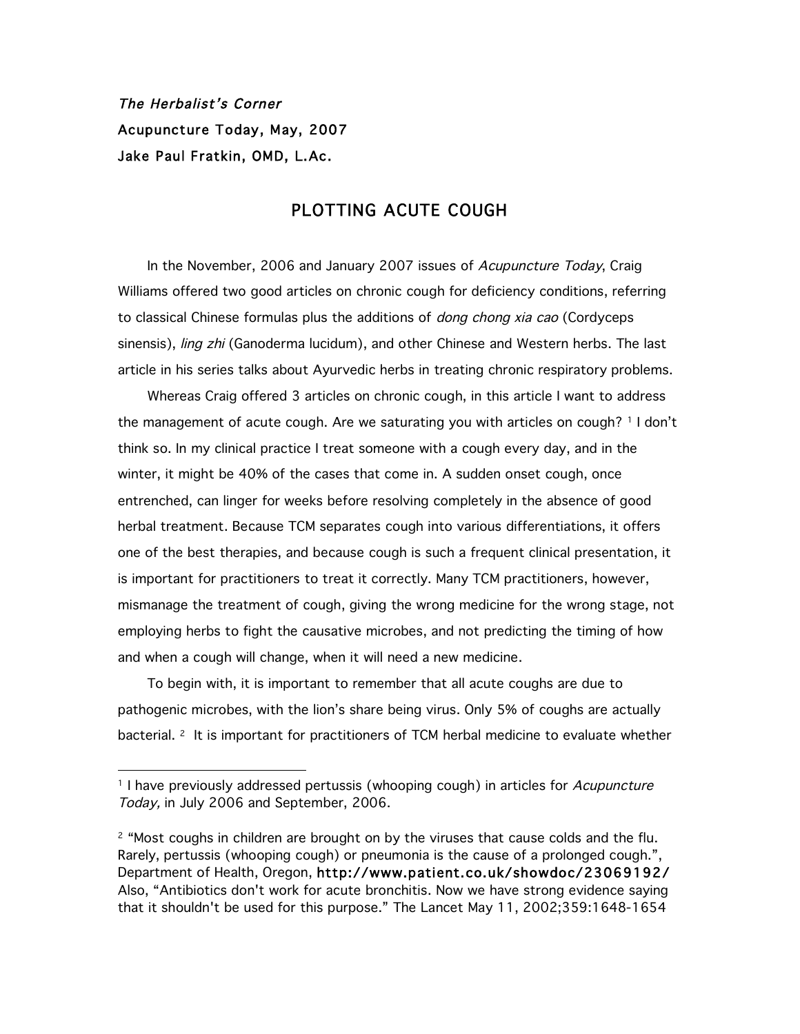*The Herbalist's Corner*
Acupuncture Today, May, 2007
Jake Paul Fratkin, OMD, L.Ac.

# PLOTTING ACUTE COUGH

In the November, 2006 and January 2007 issues of *Acupuncture Today*, Craig Williams offered two good articles on chronic cough for deficiency conditions, referring to classical Chinese formulas plus the additions of *dong chong xia cao* (Cordyceps sinensis), *ling zhi* (Ganoderma lucidum), and other Chinese and Western herbs. The last article in his series talks about Ayurvedic herbs in treating chronic respiratory problems.

Whereas Craig offered 3 articles on chronic cough, in this article I want to address the management of acute cough. Are we saturating you with articles on cough? [1] I don't think so. In my clinical practice I treat someone with a cough every day, and in the winter, it might be 40% of the cases that come in. A sudden onset cough, once entrenched, can linger for weeks before resolving completely in the absence of good herbal treatment. Because TCM separates cough into various differentiations, it offers one of the best therapies, and because cough is such a frequent clinical presentation, it is important for practitioners to treat it correctly. Many TCM practitioners, however, mismanage the treatment of cough, giving the wrong medicine for the wrong stage, not employing herbs to fight the causative microbes, and not predicting the timing of how and when a cough will change, when it will need a new medicine.

To begin with, it is important to remember that all acute coughs are due to pathogenic microbes, with the lion's share being virus. Only 5% of coughs are actually bacterial. [2] It is important for practitioners of TCM herbal medicine to evaluate whether

---

[1] I have previously addressed pertussis (whooping cough) in articles for *Acupuncture Today,* in July 2006 and September, 2006.

[2] "Most coughs in children are brought on by the viruses that cause colds and the flu. Rarely, pertussis (whooping cough) or pneumonia is the cause of a prolonged cough.", Department of Health, Oregon, http://www.patient.co.uk/showdoc/23069192/ Also, "Antibiotics don't work for acute bronchitis. Now we have strong evidence saying that it shouldn't be used for this purpose." The Lancet May 11, 2002;359:1648-1654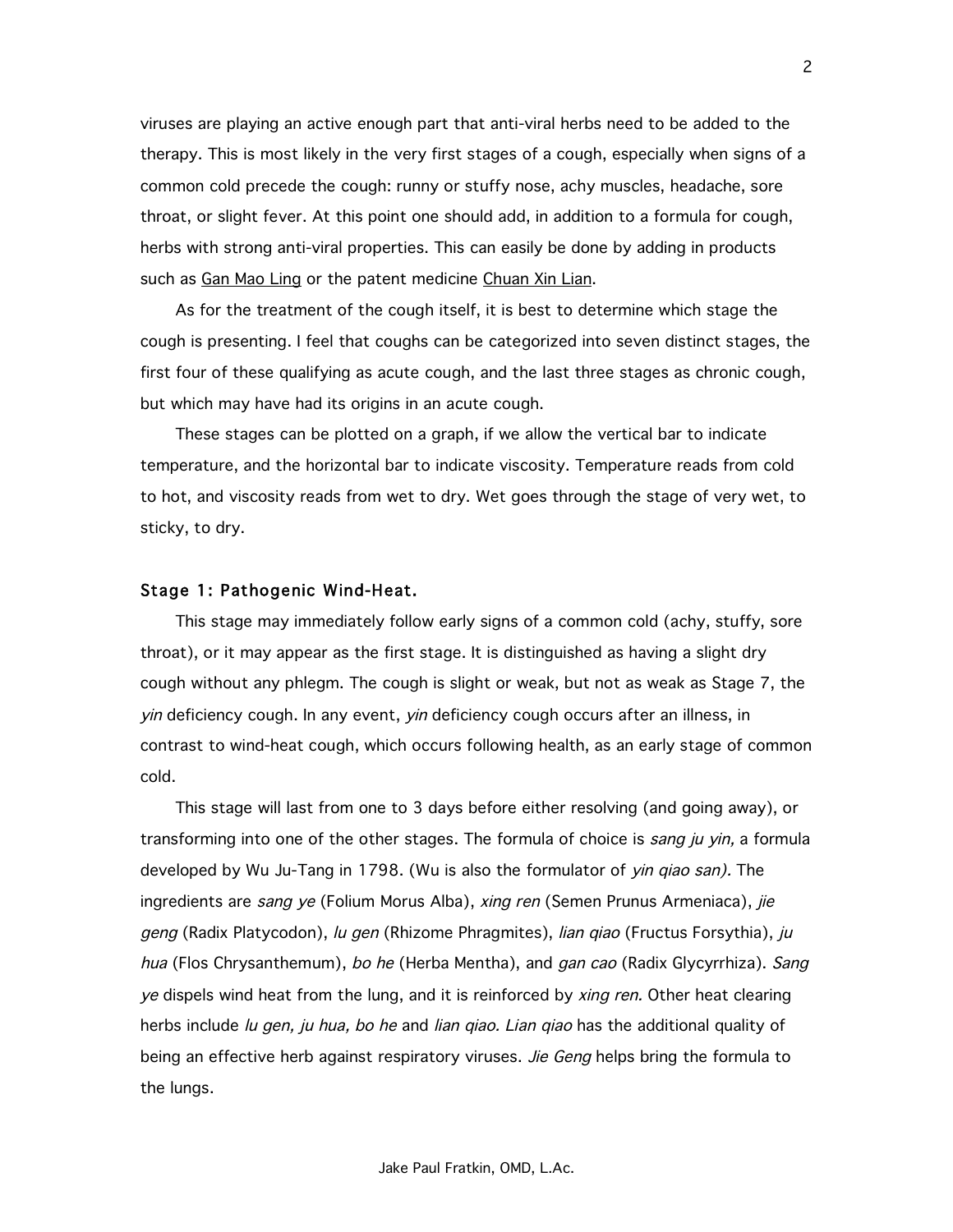viruses are playing an active enough part that anti-viral herbs need to be added to the therapy. This is most likely in the very first stages of a cough, especially when signs of a common cold precede the cough: runny or stuffy nose, achy muscles, headache, sore throat, or slight fever. At this point one should add, in addition to a formula for cough, herbs with strong anti-viral properties. This can easily be done by adding in products such as Gan Mao Ling or the patent medicine Chuan Xin Lian.

As for the treatment of the cough itself, it is best to determine which stage the cough is presenting. I feel that coughs can be categorized into seven distinct stages, the first four of these qualifying as acute cough, and the last three stages as chronic cough, but which may have had its origins in an acute cough.

These stages can be plotted on a graph, if we allow the vertical bar to indicate temperature, and the horizontal bar to indicate viscosity. Temperature reads from cold to hot, and viscosity reads from wet to dry. Wet goes through the stage of very wet, to sticky, to dry.

### Stage 1: Pathogenic Wind-Heat.

This stage may immediately follow early signs of a common cold (achy, stuffy, sore throat), or it may appear as the first stage. It is distinguished as having a slight dry cough without any phlegm. The cough is slight or weak, but not as weak as Stage 7, the *yin* deficiency cough. In any event, *yin* deficiency cough occurs after an illness, in contrast to wind-heat cough, which occurs following health, as an early stage of common cold.

This stage will last from one to 3 days before either resolving (and going away), or transforming into one of the other stages. The formula of choice is *sang ju yin,* a formula developed by Wu Ju-Tang in 1798. (Wu is also the formulator of *yin qiao san).* The ingredients are *sang ye* (Folium Morus Alba), *xing ren* (Semen Prunus Armeniaca), *jie geng* (Radix Platycodon), *lu gen* (Rhizome Phragmites), *lian qiao* (Fructus Forsythia), *ju hua* (Flos Chrysanthemum), *bo he* (Herba Mentha), and *gan cao* (Radix Glycyrrhiza). *Sang ye* dispels wind heat from the lung, and it is reinforced by *xing ren.* Other heat clearing herbs include *lu gen, ju hua, bo he* and *lian qiao. Lian qiao* has the additional quality of being an effective herb against respiratory viruses. *Jie Geng* helps bring the formula to the lungs.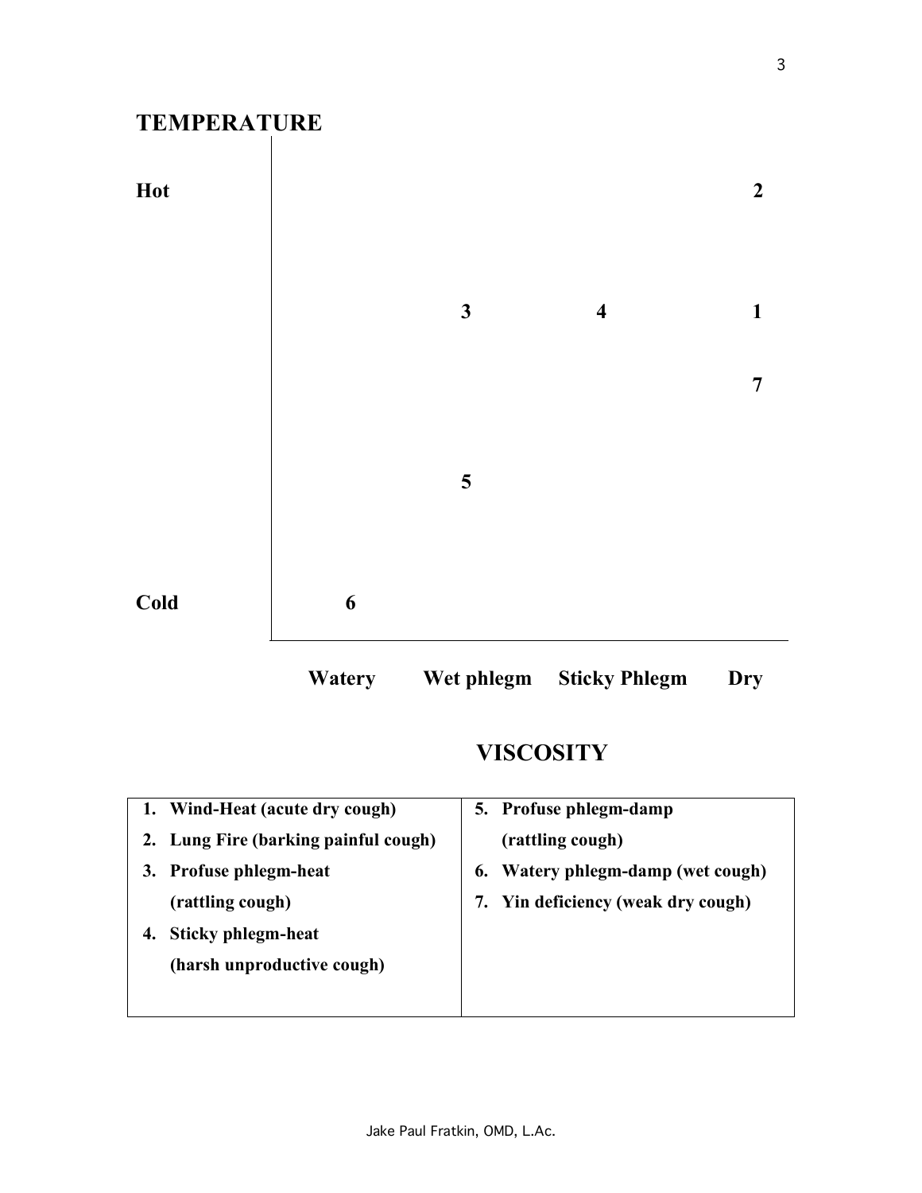**TEMPERATURE**

| Temperature | Watery | Wet phlegm | Sticky Phlegm | Dry |
|---|---|---|---|---|
| Hot | | | | **2** |
| | | **3** | **4** | **1** |
| | | | | **7** |
| | | **5** | | |
| Cold | **6** | | | |

**VISCOSITY**

| | |
|---|---|
| **1. Wind-Heat (acute dry cough)** | **5. Profuse phlegm-damp (rattling cough)** |
| **2. Lung Fire (barking painful cough)** | **6. Watery phlegm-damp (wet cough)** |
| **3. Profuse phlegm-heat (rattling cough)** | **7. Yin deficiency (weak dry cough)** |
| **4. Sticky phlegm-heat (harsh unproductive cough)** | |

Jake Paul Fratkin, OMD, L.Ac.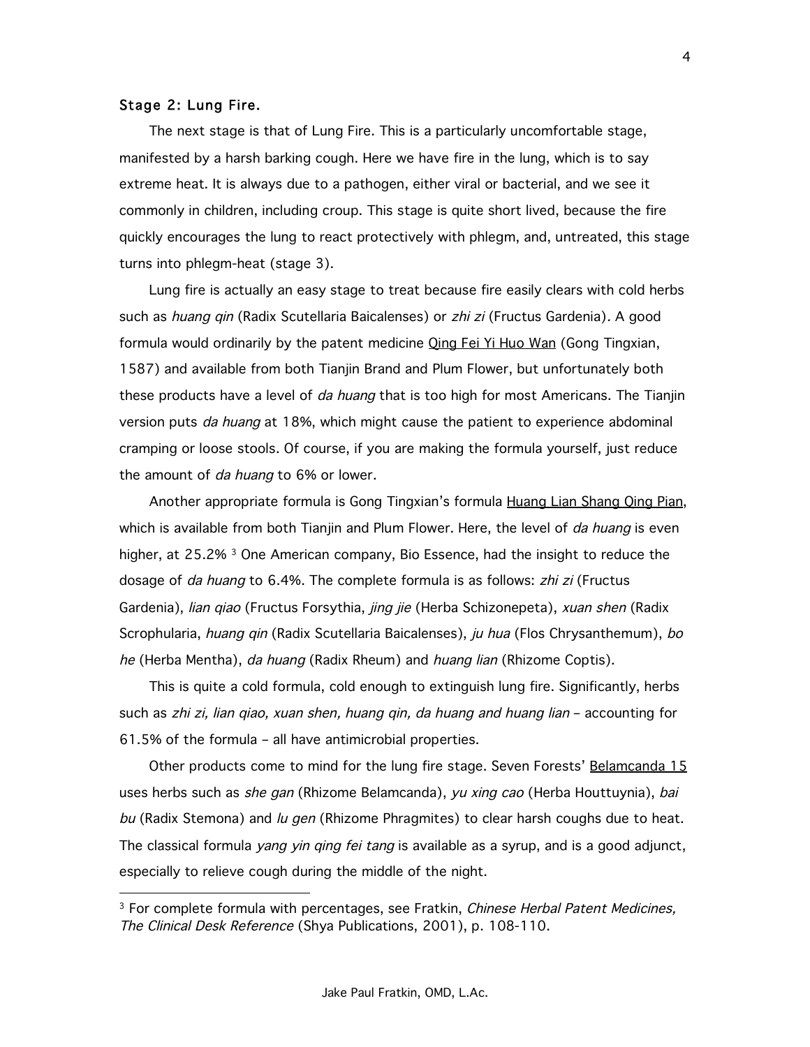### Stage 2: Lung Fire.

The next stage is that of Lung Fire. This is a particularly uncomfortable stage, manifested by a harsh barking cough. Here we have fire in the lung, which is to say extreme heat. It is always due to a pathogen, either viral or bacterial, and we see it commonly in children, including croup. This stage is quite short lived, because the fire quickly encourages the lung to react protectively with phlegm, and, untreated, this stage turns into phlegm-heat (stage 3).

Lung fire is actually an easy stage to treat because fire easily clears with cold herbs such as *huang qin* (Radix Scutellaria Baicalenses) or *zhi zi* (Fructus Gardenia). A good formula would ordinarily by the patent medicine <u>Qing Fei Yi Huo Wan</u> (Gong Tingxian, 1587) and available from both Tianjin Brand and Plum Flower, but unfortunately both these products have a level of *da huang* that is too high for most Americans. The Tianjin version puts *da huang* at 18%, which might cause the patient to experience abdominal cramping or loose stools. Of course, if you are making the formula yourself, just reduce the amount of *da huang* to 6% or lower.

Another appropriate formula is Gong Tingxian's formula <u>Huang Lian Shang Qing Pian</u>, which is available from both Tianjin and Plum Flower. Here, the level of *da huang* is even higher, at 25.2% [3] One American company, Bio Essence, had the insight to reduce the dosage of *da huang* to 6.4%. The complete formula is as follows: *zhi zi* (Fructus Gardenia), *lian qiao* (Fructus Forsythia, *jing jie* (Herba Schizonepeta), *xuan shen* (Radix Scrophularia, *huang qin* (Radix Scutellaria Baicalenses), *ju hua* (Flos Chrysanthemum), *bo he* (Herba Mentha), *da huang* (Radix Rheum) and *huang lian* (Rhizome Coptis).

This is quite a cold formula, cold enough to extinguish lung fire. Significantly, herbs such as *zhi zi, lian qiao, xuan shen, huang qin, da huang and huang lian* – accounting for 61.5% of the formula – all have antimicrobial properties.

Other products come to mind for the lung fire stage. Seven Forests' <u>Belamcanda 15</u> uses herbs such as *she gan* (Rhizome Belamcanda), *yu xing cao* (Herba Houttuynia), *bai bu* (Radix Stemona) and *lu gen* (Rhizome Phragmites) to clear harsh coughs due to heat. The classical formula *yang yin qing fei tang* is available as a syrup, and is a good adjunct, especially to relieve cough during the middle of the night.

---

[3] For complete formula with percentages, see Fratkin, *Chinese Herbal Patent Medicines, The Clinical Desk Reference* (Shya Publications, 2001), p. 108-110.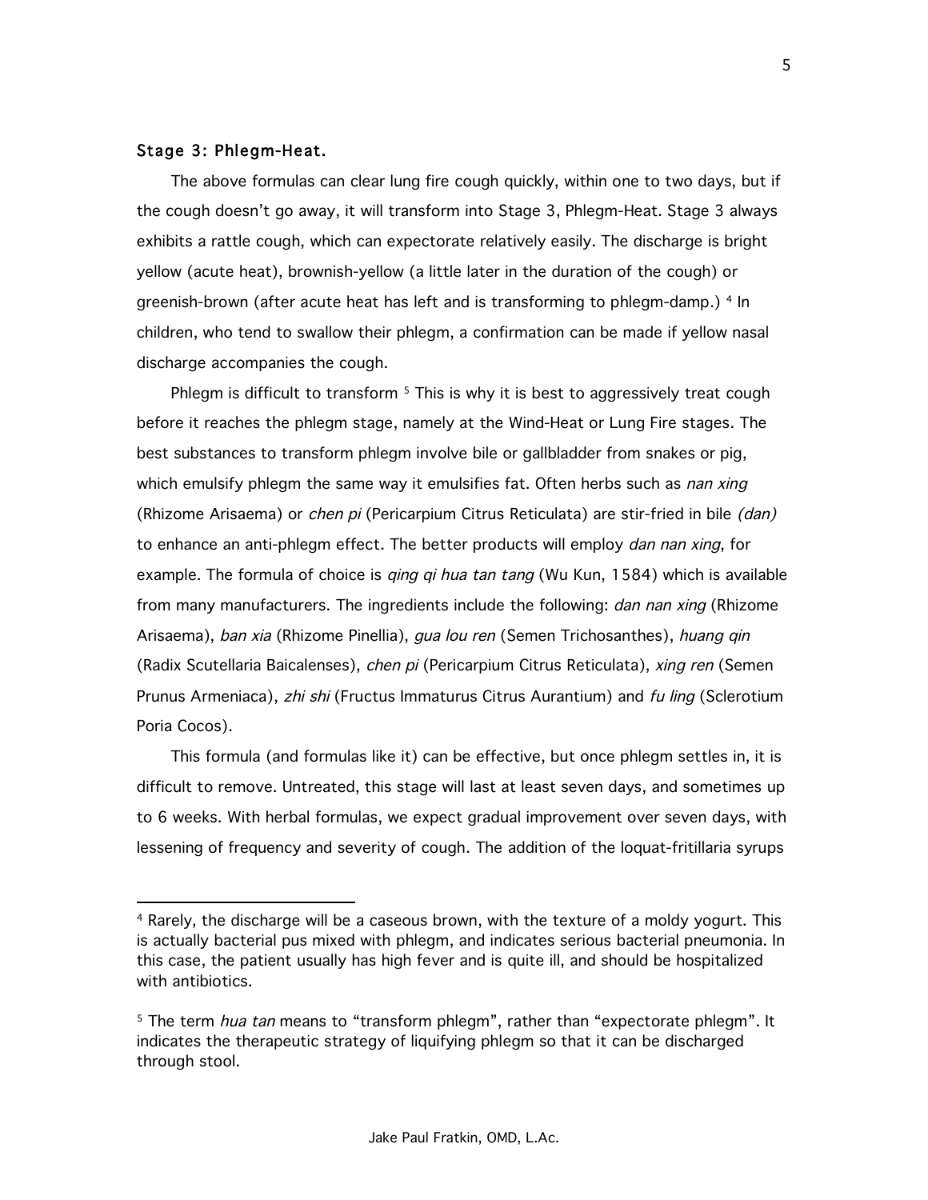### Stage 3: Phlegm-Heat.

The above formulas can clear lung fire cough quickly, within one to two days, but if the cough doesn't go away, it will transform into Stage 3, Phlegm-Heat. Stage 3 always exhibits a rattle cough, which can expectorate relatively easily. The discharge is bright yellow (acute heat), brownish-yellow (a little later in the duration of the cough) or greenish-brown (after acute heat has left and is transforming to phlegm-damp.) [4] In children, who tend to swallow their phlegm, a confirmation can be made if yellow nasal discharge accompanies the cough.

Phlegm is difficult to transform [5] This is why it is best to aggressively treat cough before it reaches the phlegm stage, namely at the Wind-Heat or Lung Fire stages. The best substances to transform phlegm involve bile or gallbladder from snakes or pig, which emulsify phlegm the same way it emulsifies fat. Often herbs such as *nan xing* (Rhizome Arisaema) or *chen pi* (Pericarpium Citrus Reticulata) are stir-fried in bile *(dan)* to enhance an anti-phlegm effect. The better products will employ *dan nan xing*, for example. The formula of choice is *qing qi hua tan tang* (Wu Kun, 1584) which is available from many manufacturers. The ingredients include the following: *dan nan xing* (Rhizome Arisaema), *ban xia* (Rhizome Pinellia), *gua lou ren* (Semen Trichosanthes), *huang qin* (Radix Scutellaria Baicalenses), *chen pi* (Pericarpium Citrus Reticulata), *xing ren* (Semen Prunus Armeniaca), *zhi shi* (Fructus Immaturus Citrus Aurantium) and *fu ling* (Sclerotium Poria Cocos).

This formula (and formulas like it) can be effective, but once phlegm settles in, it is difficult to remove. Untreated, this stage will last at least seven days, and sometimes up to 6 weeks. With herbal formulas, we expect gradual improvement over seven days, with lessening of frequency and severity of cough. The addition of the loquat-fritillaria syrups

---

[4] Rarely, the discharge will be a caseous brown, with the texture of a moldy yogurt. This is actually bacterial pus mixed with phlegm, and indicates serious bacterial pneumonia. In this case, the patient usually has high fever and is quite ill, and should be hospitalized with antibiotics.

[5] The term *hua tan* means to "transform phlegm", rather than "expectorate phlegm". It indicates the therapeutic strategy of liquifying phlegm so that it can be discharged through stool.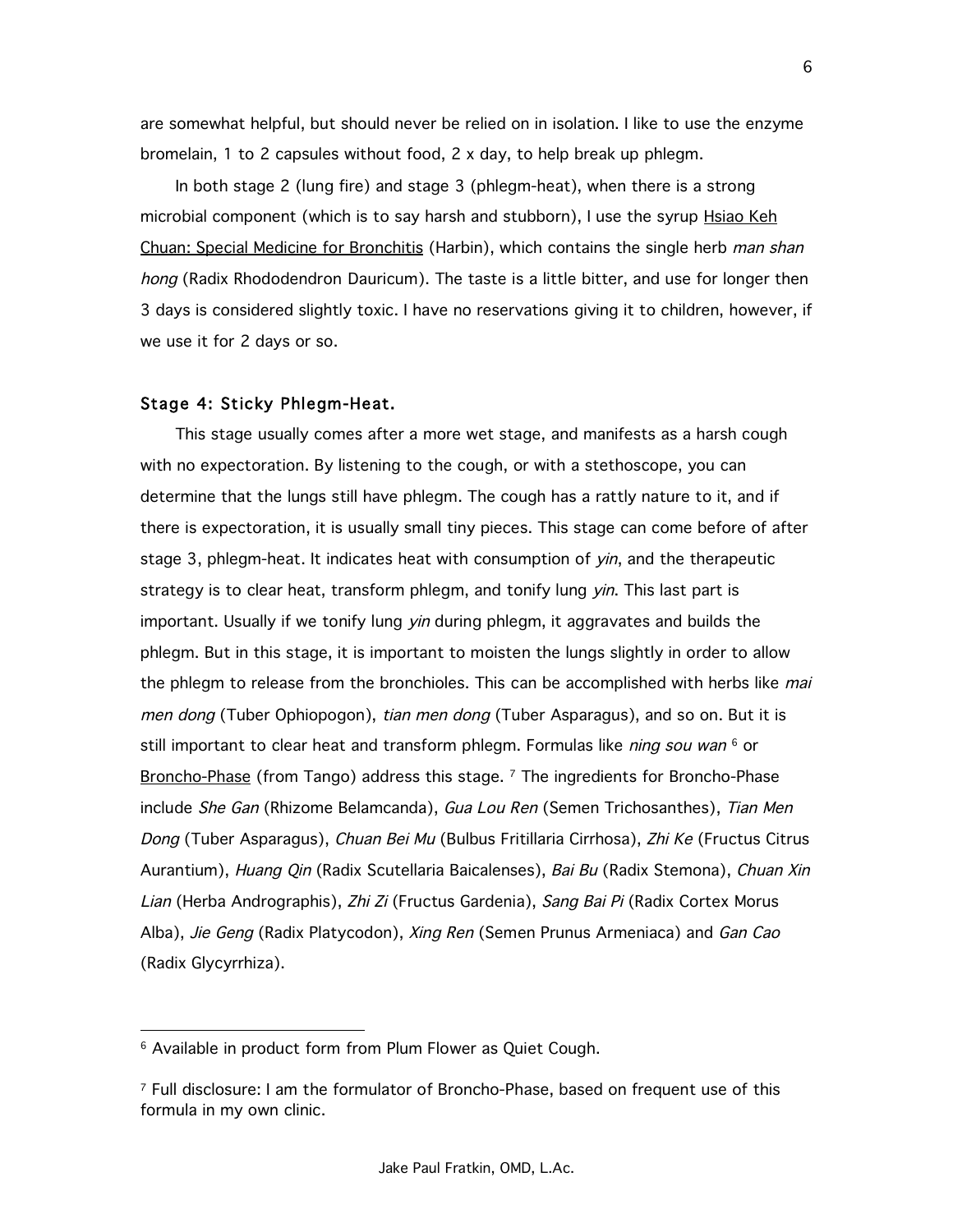are somewhat helpful, but should never be relied on in isolation. I like to use the enzyme bromelain, 1 to 2 capsules without food, 2 x day, to help break up phlegm.

In both stage 2 (lung fire) and stage 3 (phlegm-heat), when there is a strong microbial component (which is to say harsh and stubborn), I use the syrup Hsiao Keh Chuan: Special Medicine for Bronchitis (Harbin), which contains the single herb *man shan hong* (Radix Rhododendron Dauricum). The taste is a little bitter, and use for longer then 3 days is considered slightly toxic. I have no reservations giving it to children, however, if we use it for 2 days or so.

### Stage 4: Sticky Phlegm-Heat.

This stage usually comes after a more wet stage, and manifests as a harsh cough with no expectoration. By listening to the cough, or with a stethoscope, you can determine that the lungs still have phlegm. The cough has a rattly nature to it, and if there is expectoration, it is usually small tiny pieces. This stage can come before of after stage 3, phlegm-heat. It indicates heat with consumption of *yin*, and the therapeutic strategy is to clear heat, transform phlegm, and tonify lung *yin*. This last part is important. Usually if we tonify lung *yin* during phlegm, it aggravates and builds the phlegm. But in this stage, it is important to moisten the lungs slightly in order to allow the phlegm to release from the bronchioles. This can be accomplished with herbs like *mai men dong* (Tuber Ophiopogon), *tian men dong* (Tuber Asparagus), and so on. But it is still important to clear heat and transform phlegm. Formulas like *ning sou wan* [6] or Broncho-Phase (from Tango) address this stage. [7] The ingredients for Broncho-Phase include *She Gan* (Rhizome Belamcanda), *Gua Lou Ren* (Semen Trichosanthes), *Tian Men Dong* (Tuber Asparagus), *Chuan Bei Mu* (Bulbus Fritillaria Cirrhosa), *Zhi Ke* (Fructus Citrus Aurantium), *Huang Qin* (Radix Scutellaria Baicalenses), *Bai Bu* (Radix Stemona), *Chuan Xin Lian* (Herba Andrographis), *Zhi Zi* (Fructus Gardenia), *Sang Bai Pi* (Radix Cortex Morus Alba), *Jie Geng* (Radix Platycodon), *Xing Ren* (Semen Prunus Armeniaca) and *Gan Cao* (Radix Glycyrrhiza).

---

[6] Available in product form from Plum Flower as Quiet Cough.

[7] Full disclosure: I am the formulator of Broncho-Phase, based on frequent use of this formula in my own clinic.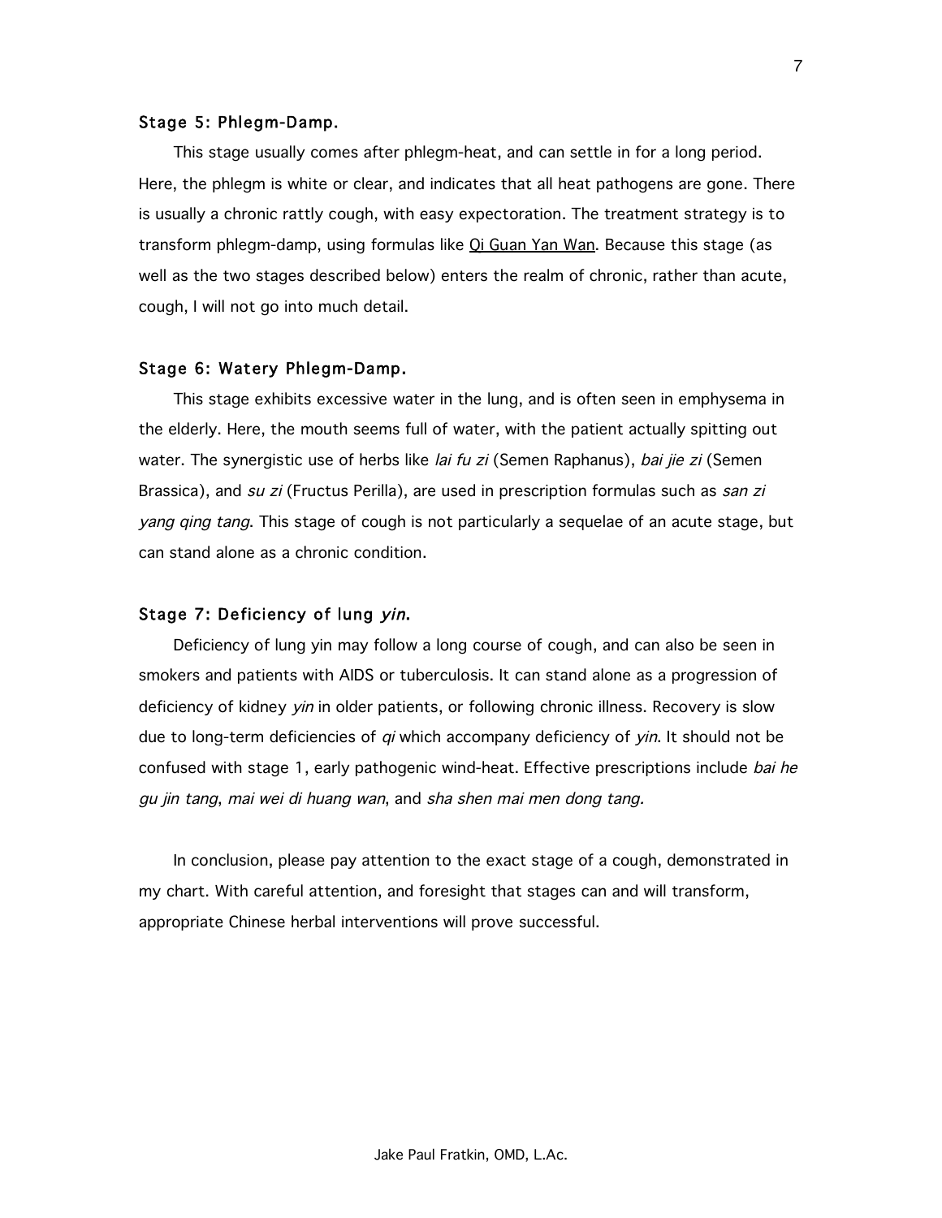### Stage 5: Phlegm-Damp.

This stage usually comes after phlegm-heat, and can settle in for a long period. Here, the phlegm is white or clear, and indicates that all heat pathogens are gone. There is usually a chronic rattly cough, with easy expectoration. The treatment strategy is to transform phlegm-damp, using formulas like Qi Guan Yan Wan. Because this stage (as well as the two stages described below) enters the realm of chronic, rather than acute, cough, I will not go into much detail.

### Stage 6: Watery Phlegm-Damp.

This stage exhibits excessive water in the lung, and is often seen in emphysema in the elderly. Here, the mouth seems full of water, with the patient actually spitting out water. The synergistic use of herbs like *lai fu zi* (Semen Raphanus), *bai jie zi* (Semen Brassica), and *su zi* (Fructus Perilla), are used in prescription formulas such as *san zi yang qing tang*. This stage of cough is not particularly a sequelae of an acute stage, but can stand alone as a chronic condition.

### Stage 7: Deficiency of lung *yin*.

Deficiency of lung yin may follow a long course of cough, and can also be seen in smokers and patients with AIDS or tuberculosis. It can stand alone as a progression of deficiency of kidney *yin* in older patients, or following chronic illness. Recovery is slow due to long-term deficiencies of *qi* which accompany deficiency of *yin*. It should not be confused with stage 1, early pathogenic wind-heat. Effective prescriptions include *bai he gu jin tang*, *mai wei di huang wan*, and *sha shen mai men dong tang.*

In conclusion, please pay attention to the exact stage of a cough, demonstrated in my chart. With careful attention, and foresight that stages can and will transform, appropriate Chinese herbal interventions will prove successful.